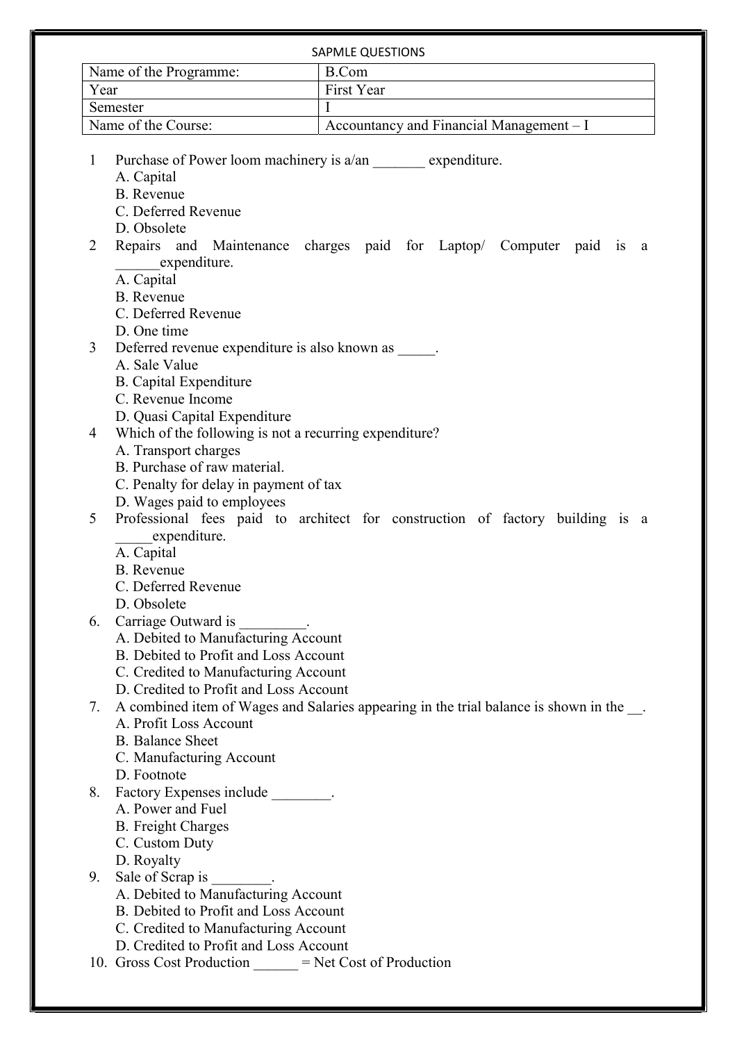SAPMLE QUESTIONS

| Name of the Programme: | B.Com |
|---|---|
| Year | First Year |
| Semester | I |
| Name of the Course: | Accountancy and Financial Management – I |

1. Purchase of Power loom machinery is a/an _______ expenditure.
   A. Capital
   B. Revenue
   C. Deferred Revenue
   D. Obsolete
2. Repairs and Maintenance charges paid for Laptop/ Computer paid is a ______expenditure.
   A. Capital
   B. Revenue
   C. Deferred Revenue
   D. One time
3. Deferred revenue expenditure is also known as _____.
   A. Sale Value
   B. Capital Expenditure
   C. Revenue Income
   D. Quasi Capital Expenditure
4. Which of the following is not a recurring expenditure?
   A. Transport charges
   B. Purchase of raw material.
   C. Penalty for delay in payment of tax
   D. Wages paid to employees
5. Professional fees paid to architect for construction of factory building is a _____expenditure.
   A. Capital
   B. Revenue
   C. Deferred Revenue
   D. Obsolete
6. Carriage Outward is _________.
   A. Debited to Manufacturing Account
   B. Debited to Profit and Loss Account
   C. Credited to Manufacturing Account
   D. Credited to Profit and Loss Account
7. A combined item of Wages and Salaries appearing in the trial balance is shown in the __.
   A. Profit Loss Account
   B. Balance Sheet
   C. Manufacturing Account
   D. Footnote
8. Factory Expenses include ________.
   A. Power and Fuel
   B. Freight Charges
   C. Custom Duty
   D. Royalty
9. Sale of Scrap is ________.
   A. Debited to Manufacturing Account
   B. Debited to Profit and Loss Account
   C. Credited to Manufacturing Account
   D. Credited to Profit and Loss Account
10. Gross Cost Production ______ = Net Cost of Production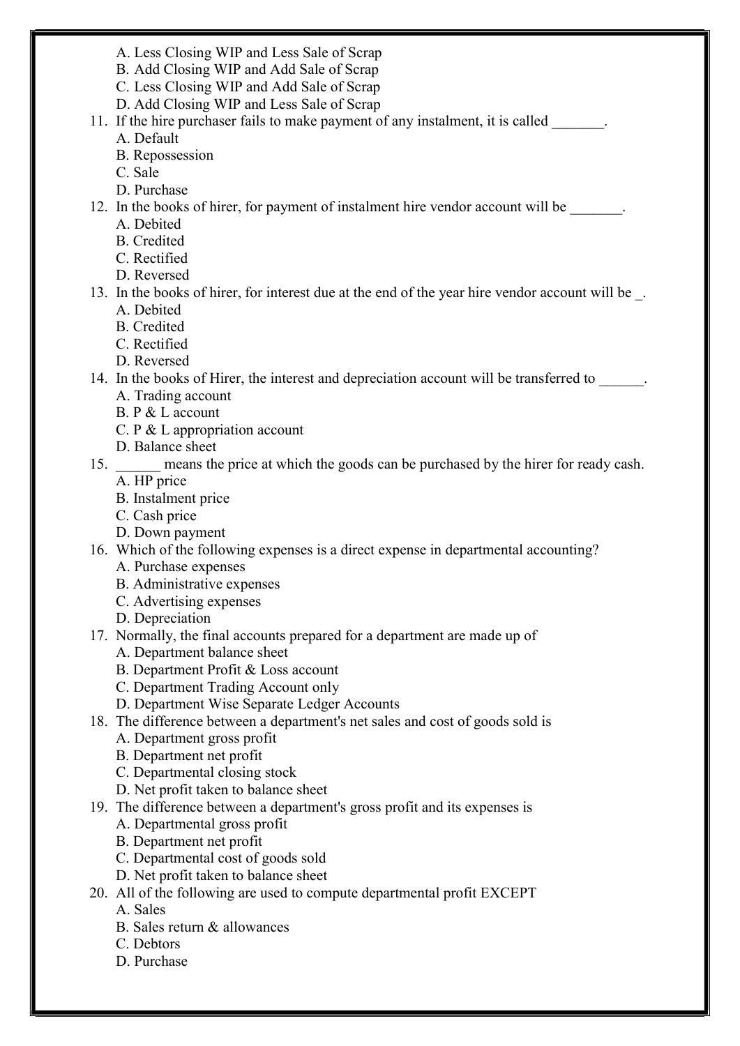A. Less Closing WIP and Less Sale of Scrap
B. Add Closing WIP and Add Sale of Scrap
C. Less Closing WIP and Add Sale of Scrap
D. Add Closing WIP and Less Sale of Scrap

11. If the hire purchaser fails to make payment of any instalment, it is called _______.
    A. Default
    B. Repossession
    C. Sale
    D. Purchase
12. In the books of hirer, for payment of instalment hire vendor account will be _______.
    A. Debited
    B. Credited
    C. Rectified
    D. Reversed
13. In the books of hirer, for interest due at the end of the year hire vendor account will be _.
    A. Debited
    B. Credited
    C. Rectified
    D. Reversed
14. In the books of Hirer, the interest and depreciation account will be transferred to ______.
    A. Trading account
    B. P & L account
    C. P & L appropriation account
    D. Balance sheet
15. ______ means the price at which the goods can be purchased by the hirer for ready cash.
    A. HP price
    B. Instalment price
    C. Cash price
    D. Down payment
16. Which of the following expenses is a direct expense in departmental accounting?
    A. Purchase expenses
    B. Administrative expenses
    C. Advertising expenses
    D. Depreciation
17. Normally, the final accounts prepared for a department are made up of
    A. Department balance sheet
    B. Department Profit & Loss account
    C. Department Trading Account only
    D. Department Wise Separate Ledger Accounts
18. The difference between a department's net sales and cost of goods sold is
    A. Department gross profit
    B. Department net profit
    C. Departmental closing stock
    D. Net profit taken to balance sheet
19. The difference between a department's gross profit and its expenses is
    A. Departmental gross profit
    B. Department net profit
    C. Departmental cost of goods sold
    D. Net profit taken to balance sheet
20. All of the following are used to compute departmental profit EXCEPT
    A. Sales
    B. Sales return & allowances
    C. Debtors
    D. Purchase